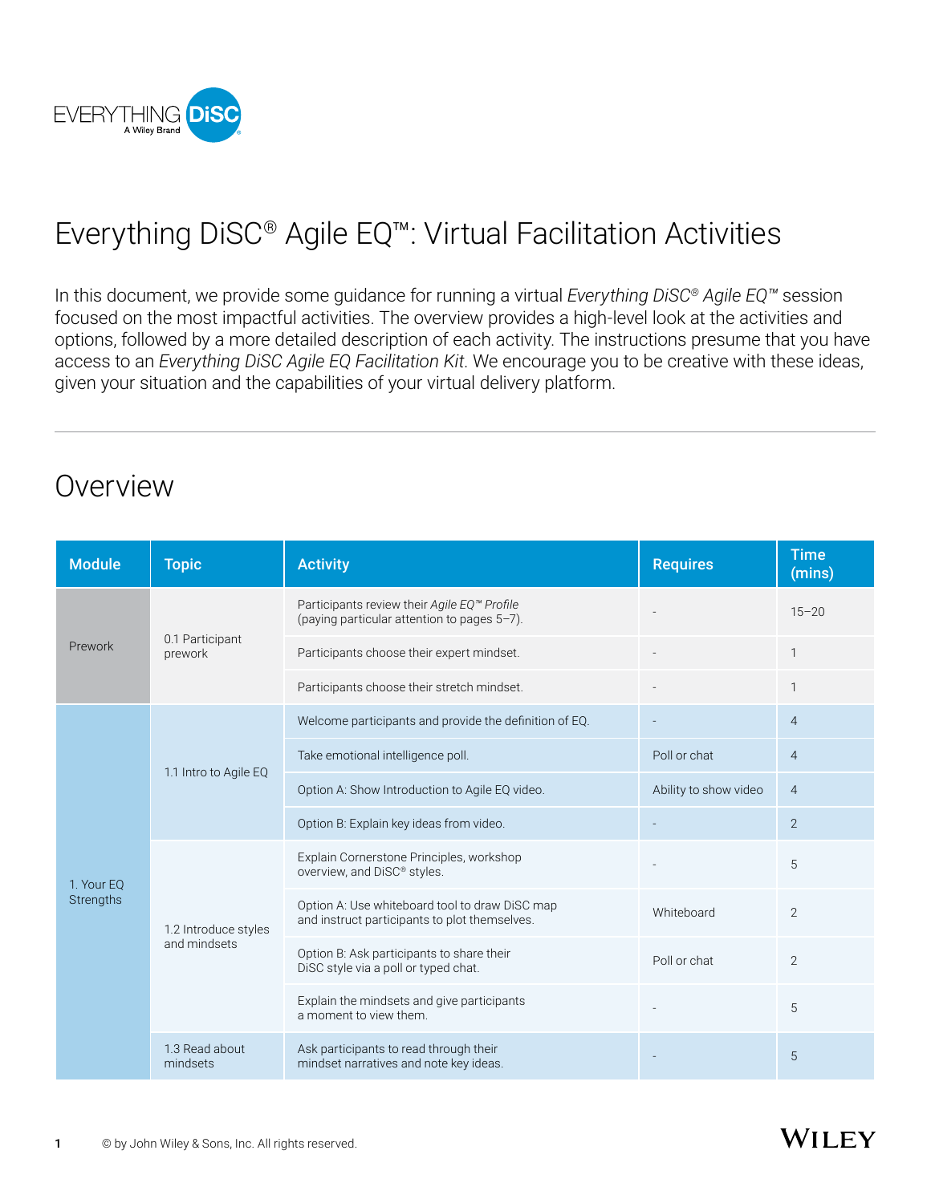# Everything DiSC® Agile EQ™: Virtual Facilitation Activities

In this document, we provide some guidance for running a virtual *Everything DiSC® Agile EQ™* session focused on the most impactful activities. The overview provides a high-level look at the activities and options, followed by a more detailed description of each activity. The instructions presume that you have access to an *Everything DiSC Agile EQ Facilitation Kit*. We encourage you to be creative with these ideas, given your situation and the capabilities of your virtual delivery platform.

## Overview

| Module | Topic | Activity | Requires | Time (mins) |
|---|---|---|---|---|
| Prework | 0.1 Participant prework | Participants review their *Agile EQ™ Profile* (paying particular attention to pages 5–7). | - | 15–20 |
| | | Participants choose their expert mindset. | - | 1 |
| | | Participants choose their stretch mindset. | - | 1 |
| 1. Your EQ Strengths | 1.1 Intro to Agile EQ | Welcome participants and provide the definition of EQ. | - | 4 |
| | | Take emotional intelligence poll. | Poll or chat | 4 |
| | | Option A: Show Introduction to Agile EQ video. | Ability to show video | 4 |
| | | Option B: Explain key ideas from video. | - | 2 |
| | 1.2 Introduce styles and mindsets | Explain Cornerstone Principles, workshop overview, and DiSC® styles. | - | 5 |
| | | Option A: Use whiteboard tool to draw DiSC map and instruct participants to plot themselves. | Whiteboard | 2 |
| | | Option B: Ask participants to share their DiSC style via a poll or typed chat. | Poll or chat | 2 |
| | | Explain the mindsets and give participants a moment to view them. | - | 5 |
| | 1.3 Read about mindsets | Ask participants to read through their mindset narratives and note key ideas. | - | 5 |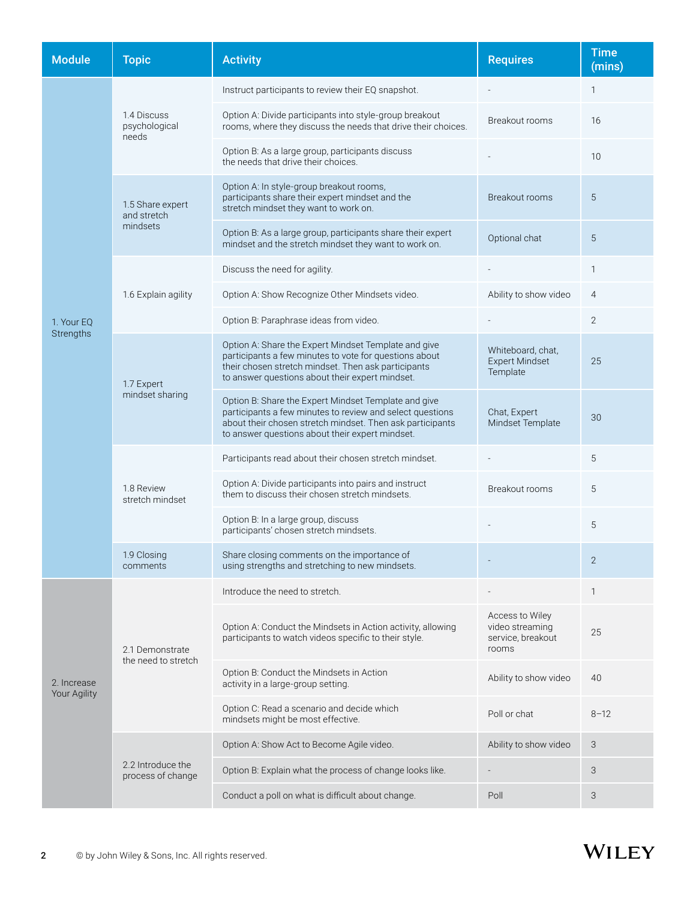| Module | Topic | Activity | Requires | Time (mins) |
| --- | --- | --- | --- | --- |
| 1. Your EQ Strengths | 1.4 Discuss psychological needs | Instruct participants to review their EQ snapshot. | - | 1 |
| | | Option A: Divide participants into style-group breakout rooms, where they discuss the needs that drive their choices. | Breakout rooms | 16 |
| | | Option B: As a large group, participants discuss the needs that drive their choices. | - | 10 |
| | 1.5 Share expert and stretch mindsets | Option A: In style-group breakout rooms, participants share their expert mindset and the stretch mindset they want to work on. | Breakout rooms | 5 |
| | | Option B: As a large group, participants share their expert mindset and the stretch mindset they want to work on. | Optional chat | 5 |
| | 1.6 Explain agility | Discuss the need for agility. | - | 1 |
| | | Option A: Show Recognize Other Mindsets video. | Ability to show video | 4 |
| | | Option B: Paraphrase ideas from video. | - | 2 |
| | 1.7 Expert mindset sharing | Option A: Share the Expert Mindset Template and give participants a few minutes to vote for questions about their chosen stretch mindset. Then ask participants to answer questions about their expert mindset. | Whiteboard, chat, Expert Mindset Template | 25 |
| | | Option B: Share the Expert Mindset Template and give participants a few minutes to review and select questions about their chosen stretch mindset. Then ask participants to answer questions about their expert mindset. | Chat, Expert Mindset Template | 30 |
| | 1.8 Review stretch mindset | Participants read about their chosen stretch mindset. | - | 5 |
| | | Option A: Divide participants into pairs and instruct them to discuss their chosen stretch mindsets. | Breakout rooms | 5 |
| | | Option B: In a large group, discuss participants' chosen stretch mindsets. | - | 5 |
| | 1.9 Closing comments | Share closing comments on the importance of using strengths and stretching to new mindsets. | - | 2 |
| 2. Increase Your Agility | 2.1 Demonstrate the need to stretch | Introduce the need to stretch. | - | 1 |
| | | Option A: Conduct the Mindsets in Action activity, allowing participants to watch videos specific to their style. | Access to Wiley video streaming service, breakout rooms | 25 |
| | | Option B: Conduct the Mindsets in Action activity in a large-group setting. | Ability to show video | 40 |
| | | Option C: Read a scenario and decide which mindsets might be most effective. | Poll or chat | 8–12 |
| | 2.2 Introduce the process of change | Option A: Show Act to Become Agile video. | Ability to show video | 3 |
| | | Option B: Explain what the process of change looks like. | - | 3 |
| | | Conduct a poll on what is difficult about change. | Poll | 3 |

© by John Wiley & Sons, Inc. All rights reserved.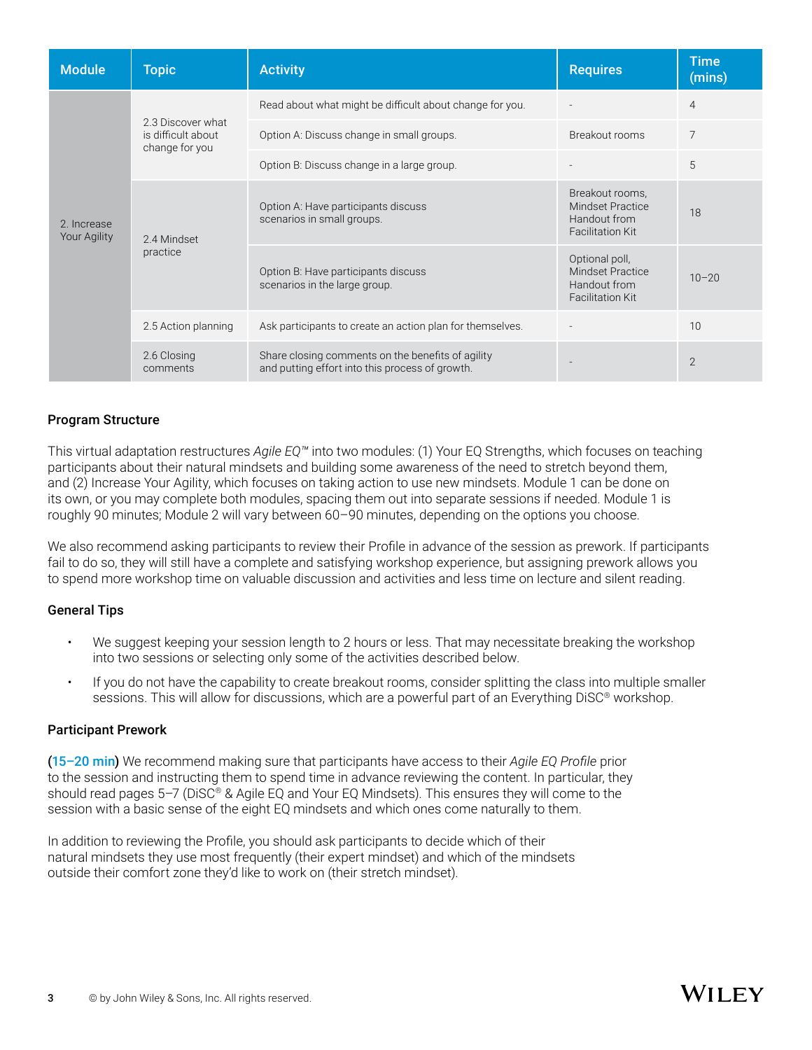| Module | Topic | Activity | Requires | Time (mins) |
|---|---|---|---|---|
| 2. Increase Your Agility | 2.3 Discover what is difficult about change for you | Read about what might be difficult about change for you. | - | 4 |
| | | Option A: Discuss change in small groups. | Breakout rooms | 7 |
| | | Option B: Discuss change in a large group. | - | 5 |
| | 2.4 Mindset practice | Option A: Have participants discuss scenarios in small groups. | Breakout rooms, Mindset Practice Handout from Facilitation Kit | 18 |
| | | Option B: Have participants discuss scenarios in the large group. | Optional poll, Mindset Practice Handout from Facilitation Kit | 10–20 |
| | 2.5 Action planning | Ask participants to create an action plan for themselves. | - | 10 |
| | 2.6 Closing comments | Share closing comments on the benefits of agility and putting effort into this process of growth. | - | 2 |

### Program Structure

This virtual adaptation restructures *Agile EQ™* into two modules: (1) Your EQ Strengths, which focuses on teaching participants about their natural mindsets and building some awareness of the need to stretch beyond them, and (2) Increase Your Agility, which focuses on taking action to use new mindsets. Module 1 can be done on its own, or you may complete both modules, spacing them out into separate sessions if needed. Module 1 is roughly 90 minutes; Module 2 will vary between 60–90 minutes, depending on the options you choose.

We also recommend asking participants to review their Profile in advance of the session as prework. If participants fail to do so, they will still have a complete and satisfying workshop experience, but assigning prework allows you to spend more workshop time on valuable discussion and activities and less time on lecture and silent reading.

### General Tips

- We suggest keeping your session length to 2 hours or less. That may necessitate breaking the workshop into two sessions or selecting only some of the activities described below.
- If you do not have the capability to create breakout rooms, consider splitting the class into multiple smaller sessions. This will allow for discussions, which are a powerful part of an Everything DiSC® workshop.

### Participant Prework

(**15–20 min**) We recommend making sure that participants have access to their *Agile EQ Profile* prior to the session and instructing them to spend time in advance reviewing the content. In particular, they should read pages 5–7 (DiSC® & Agile EQ and Your EQ Mindsets). This ensures they will come to the session with a basic sense of the eight EQ mindsets and which ones come naturally to them.

In addition to reviewing the Profile, you should ask participants to decide which of their natural mindsets they use most frequently (their expert mindset) and which of the mindsets outside their comfort zone they'd like to work on (their stretch mindset).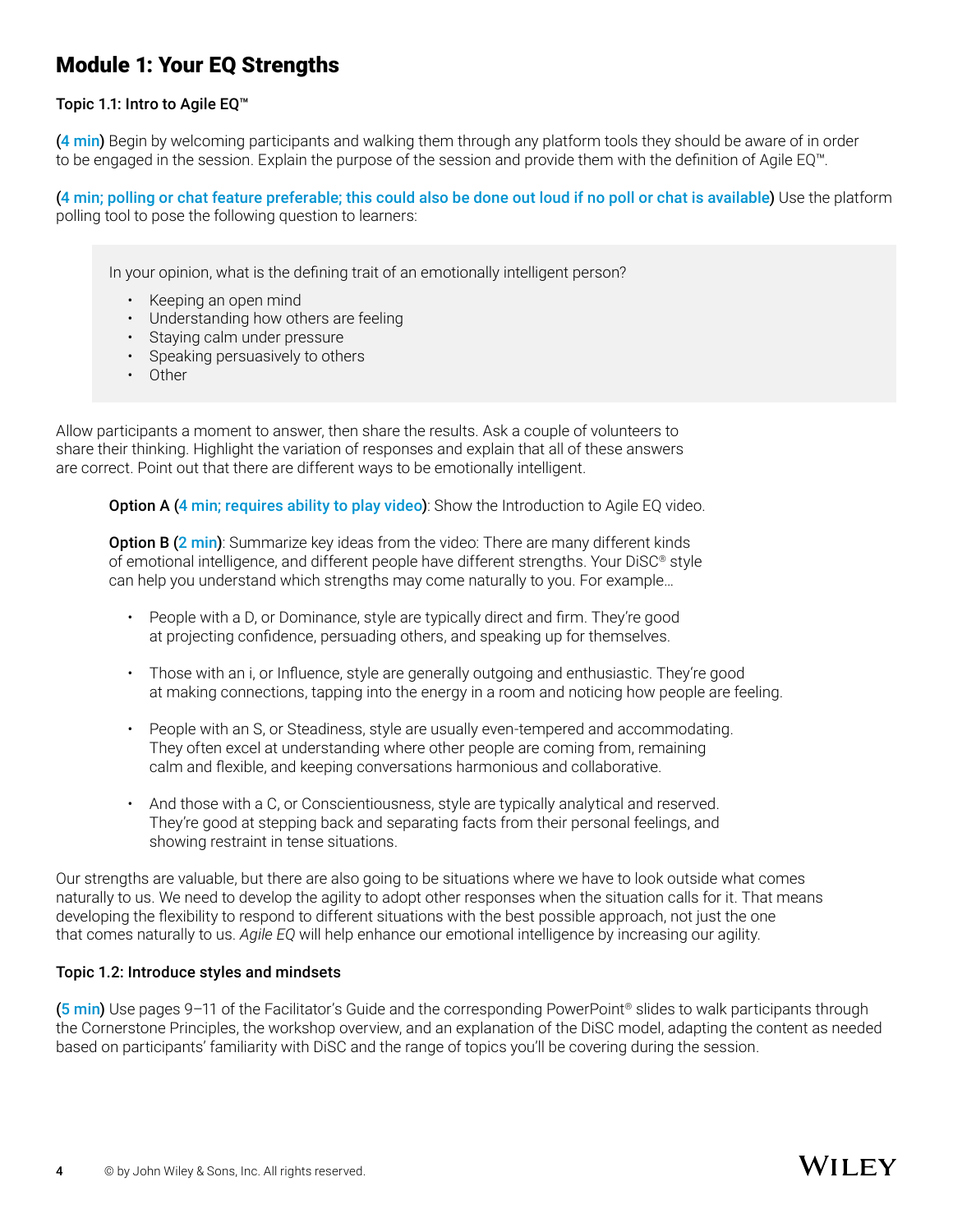# Module 1: Your EQ Strengths

**Topic 1.1: Intro to Agile EQ™**

(4 min) Begin by welcoming participants and walking them through any platform tools they should be aware of in order to be engaged in the session. Explain the purpose of the session and provide them with the definition of Agile EQ™.

(4 min; polling or chat feature preferable; this could also be done out loud if no poll or chat is available) Use the platform polling tool to pose the following question to learners:

> In your opinion, what is the defining trait of an emotionally intelligent person?
>
> - Keeping an open mind
> - Understanding how others are feeling
> - Staying calm under pressure
> - Speaking persuasively to others
> - Other

Allow participants a moment to answer, then share the results. Ask a couple of volunteers to share their thinking. Highlight the variation of responses and explain that all of these answers are correct. Point out that there are different ways to be emotionally intelligent.

**Option A** (4 min; requires ability to play video): Show the Introduction to Agile EQ video.

**Option B** (2 min): Summarize key ideas from the video: There are many different kinds of emotional intelligence, and different people have different strengths. Your DiSC® style can help you understand which strengths may come naturally to you. For example…

- People with a D, or Dominance, style are typically direct and firm. They're good at projecting confidence, persuading others, and speaking up for themselves.
- Those with an i, or Influence, style are generally outgoing and enthusiastic. They're good at making connections, tapping into the energy in a room and noticing how people are feeling.
- People with an S, or Steadiness, style are usually even-tempered and accommodating. They often excel at understanding where other people are coming from, remaining calm and flexible, and keeping conversations harmonious and collaborative.
- And those with a C, or Conscientiousness, style are typically analytical and reserved. They're good at stepping back and separating facts from their personal feelings, and showing restraint in tense situations.

Our strengths are valuable, but there are also going to be situations where we have to look outside what comes naturally to us. We need to develop the agility to adopt other responses when the situation calls for it. That means developing the flexibility to respond to different situations with the best possible approach, not just the one that comes naturally to us. *Agile EQ* will help enhance our emotional intelligence by increasing our agility.

**Topic 1.2: Introduce styles and mindsets**

(5 min) Use pages 9–11 of the Facilitator's Guide and the corresponding PowerPoint® slides to walk participants through the Cornerstone Principles, the workshop overview, and an explanation of the DiSC model, adapting the content as needed based on participants' familiarity with DiSC and the range of topics you'll be covering during the session.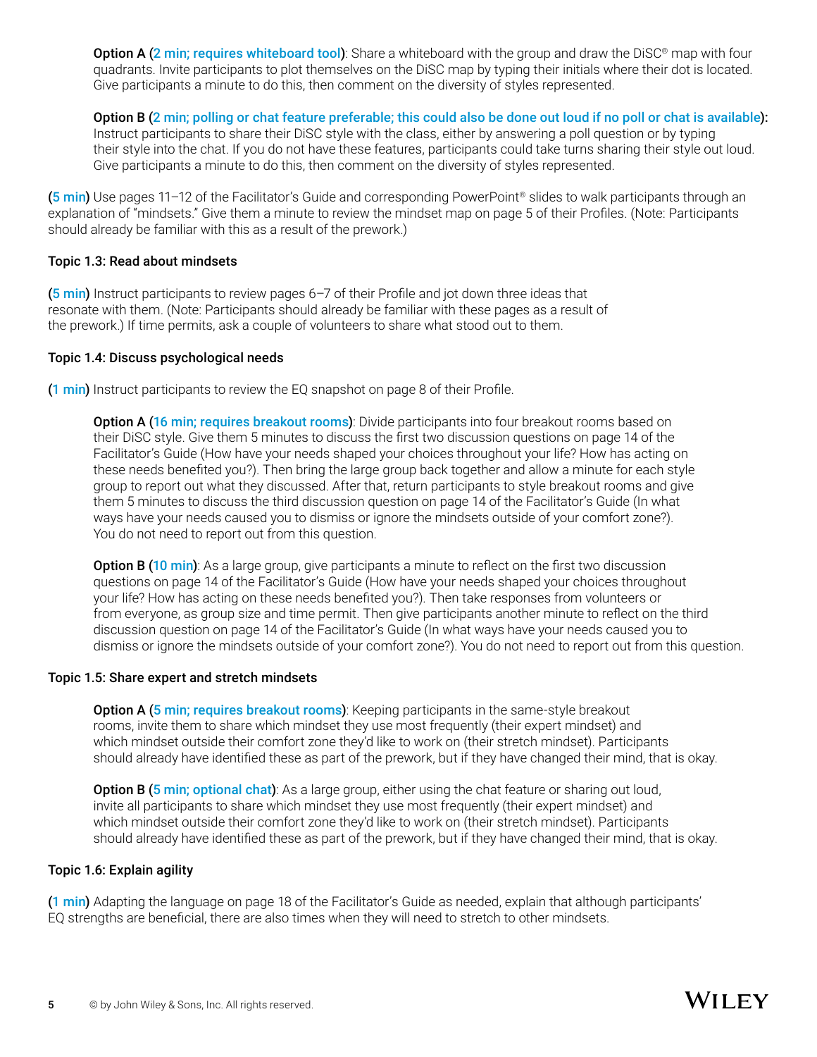**Option A (2 min; requires whiteboard tool)**: Share a whiteboard with the group and draw the DiSC® map with four quadrants. Invite participants to plot themselves on the DiSC map by typing their initials where their dot is located. Give participants a minute to do this, then comment on the diversity of styles represented.

**Option B (2 min; polling or chat feature preferable; this could also be done out loud if no poll or chat is available):** Instruct participants to share their DiSC style with the class, either by answering a poll question or by typing their style into the chat. If you do not have these features, participants could take turns sharing their style out loud. Give participants a minute to do this, then comment on the diversity of styles represented.

**(5 min)** Use pages 11–12 of the Facilitator's Guide and corresponding PowerPoint® slides to walk participants through an explanation of "mindsets." Give them a minute to review the mindset map on page 5 of their Profiles. (Note: Participants should already be familiar with this as a result of the prework.)

**Topic 1.3: Read about mindsets**

**(5 min)** Instruct participants to review pages 6–7 of their Profile and jot down three ideas that resonate with them. (Note: Participants should already be familiar with these pages as a result of the prework.) If time permits, ask a couple of volunteers to share what stood out to them.

**Topic 1.4: Discuss psychological needs**

**(1 min)** Instruct participants to review the EQ snapshot on page 8 of their Profile.

**Option A (16 min; requires breakout rooms)**: Divide participants into four breakout rooms based on their DiSC style. Give them 5 minutes to discuss the first two discussion questions on page 14 of the Facilitator's Guide (How have your needs shaped your choices throughout your life? How has acting on these needs benefited you?). Then bring the large group back together and allow a minute for each style group to report out what they discussed. After that, return participants to style breakout rooms and give them 5 minutes to discuss the third discussion question on page 14 of the Facilitator's Guide (In what ways have your needs caused you to dismiss or ignore the mindsets outside of your comfort zone?). You do not need to report out from this question.

**Option B (10 min)**: As a large group, give participants a minute to reflect on the first two discussion questions on page 14 of the Facilitator's Guide (How have your needs shaped your choices throughout your life? How has acting on these needs benefited you?). Then take responses from volunteers or from everyone, as group size and time permit. Then give participants another minute to reflect on the third discussion question on page 14 of the Facilitator's Guide (In what ways have your needs caused you to dismiss or ignore the mindsets outside of your comfort zone?). You do not need to report out from this question.

**Topic 1.5: Share expert and stretch mindsets**

**Option A (5 min; requires breakout rooms)**: Keeping participants in the same-style breakout rooms, invite them to share which mindset they use most frequently (their expert mindset) and which mindset outside their comfort zone they'd like to work on (their stretch mindset). Participants should already have identified these as part of the prework, but if they have changed their mind, that is okay.

**Option B (5 min; optional chat)**: As a large group, either using the chat feature or sharing out loud, invite all participants to share which mindset they use most frequently (their expert mindset) and which mindset outside their comfort zone they'd like to work on (their stretch mindset). Participants should already have identified these as part of the prework, but if they have changed their mind, that is okay.

**Topic 1.6: Explain agility**

**(1 min)** Adapting the language on page 18 of the Facilitator's Guide as needed, explain that although participants' EQ strengths are beneficial, there are also times when they will need to stretch to other mindsets.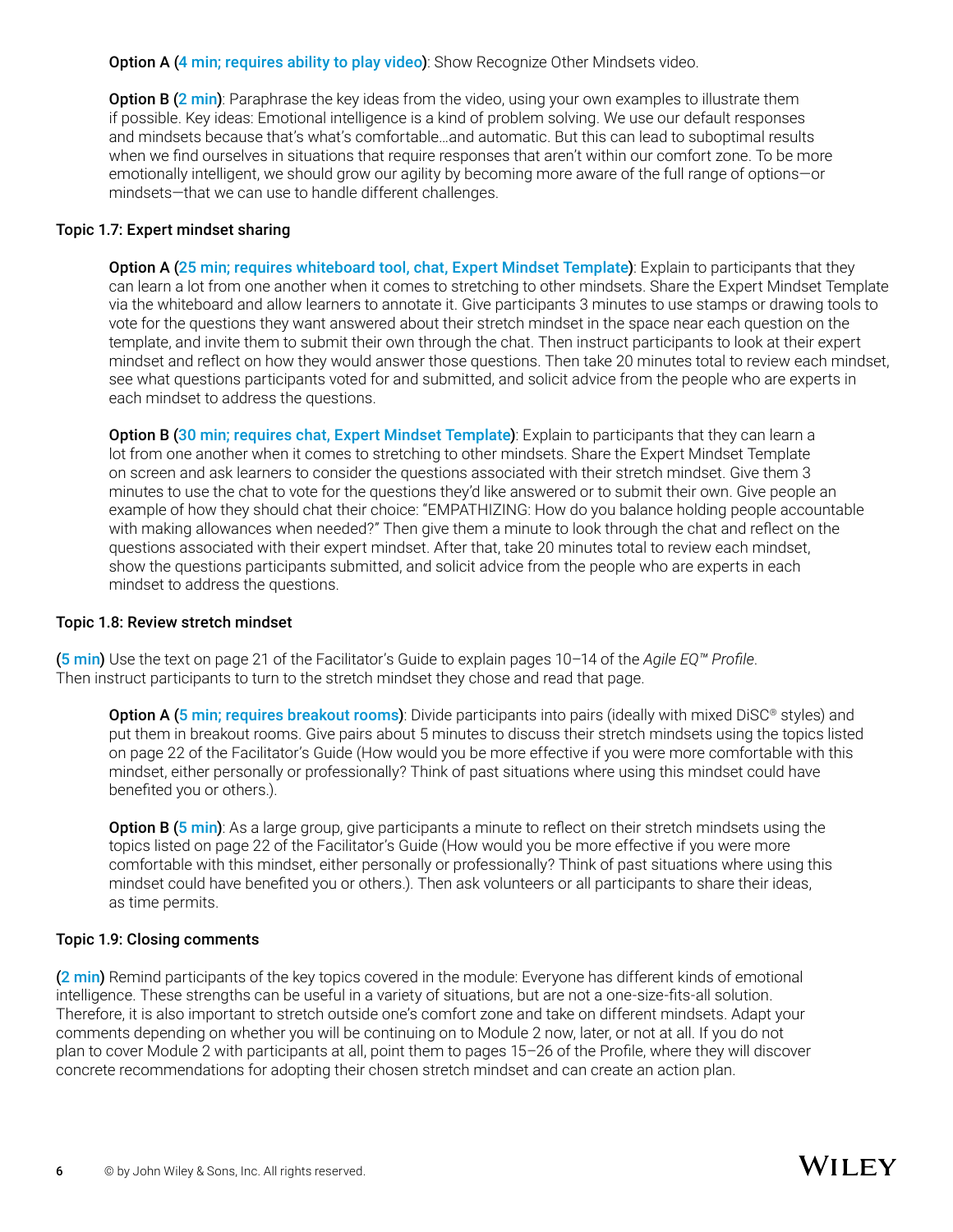**Option A (4 min; requires ability to play video)**: Show Recognize Other Mindsets video.

**Option B (2 min)**: Paraphrase the key ideas from the video, using your own examples to illustrate them if possible. Key ideas: Emotional intelligence is a kind of problem solving. We use our default responses and mindsets because that's what's comfortable…and automatic. But this can lead to suboptimal results when we find ourselves in situations that require responses that aren't within our comfort zone. To be more emotionally intelligent, we should grow our agility by becoming more aware of the full range of options—or mindsets—that we can use to handle different challenges.

### Topic 1.7: Expert mindset sharing

**Option A (25 min; requires whiteboard tool, chat, Expert Mindset Template)**: Explain to participants that they can learn a lot from one another when it comes to stretching to other mindsets. Share the Expert Mindset Template via the whiteboard and allow learners to annotate it. Give participants 3 minutes to use stamps or drawing tools to vote for the questions they want answered about their stretch mindset in the space near each question on the template, and invite them to submit their own through the chat. Then instruct participants to look at their expert mindset and reflect on how they would answer those questions. Then take 20 minutes total to review each mindset, see what questions participants voted for and submitted, and solicit advice from the people who are experts in each mindset to address the questions.

**Option B (30 min; requires chat, Expert Mindset Template)**: Explain to participants that they can learn a lot from one another when it comes to stretching to other mindsets. Share the Expert Mindset Template on screen and ask learners to consider the questions associated with their stretch mindset. Give them 3 minutes to use the chat to vote for the questions they'd like answered or to submit their own. Give people an example of how they should chat their choice: "EMPATHIZING: How do you balance holding people accountable with making allowances when needed?" Then give them a minute to look through the chat and reflect on the questions associated with their expert mindset. After that, take 20 minutes total to review each mindset, show the questions participants submitted, and solicit advice from the people who are experts in each mindset to address the questions.

### Topic 1.8: Review stretch mindset

**(5 min)** Use the text on page 21 of the Facilitator's Guide to explain pages 10–14 of the *Agile EQ™ Profile*. Then instruct participants to turn to the stretch mindset they chose and read that page.

**Option A (5 min; requires breakout rooms)**: Divide participants into pairs (ideally with mixed DiSC® styles) and put them in breakout rooms. Give pairs about 5 minutes to discuss their stretch mindsets using the topics listed on page 22 of the Facilitator's Guide (How would you be more effective if you were more comfortable with this mindset, either personally or professionally? Think of past situations where using this mindset could have benefited you or others.).

**Option B (5 min)**: As a large group, give participants a minute to reflect on their stretch mindsets using the topics listed on page 22 of the Facilitator's Guide (How would you be more effective if you were more comfortable with this mindset, either personally or professionally? Think of past situations where using this mindset could have benefited you or others.). Then ask volunteers or all participants to share their ideas, as time permits.

### Topic 1.9: Closing comments

**(2 min)** Remind participants of the key topics covered in the module: Everyone has different kinds of emotional intelligence. These strengths can be useful in a variety of situations, but are not a one-size-fits-all solution. Therefore, it is also important to stretch outside one's comfort zone and take on different mindsets. Adapt your comments depending on whether you will be continuing on to Module 2 now, later, or not at all. If you do not plan to cover Module 2 with participants at all, point them to pages 15–26 of the Profile, where they will discover concrete recommendations for adopting their chosen stretch mindset and can create an action plan.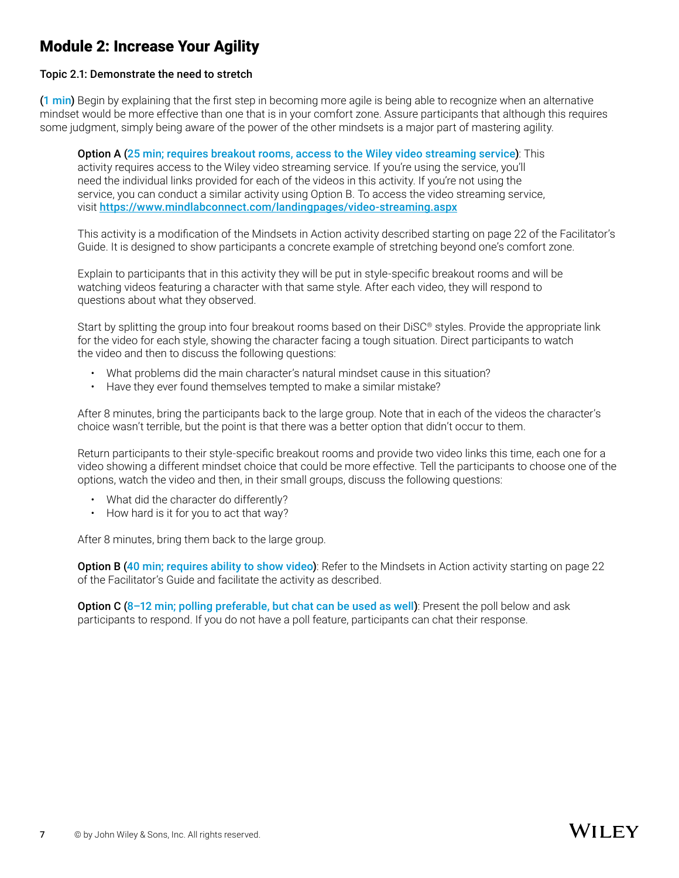## Module 2: Increase Your Agility

**Topic 2.1: Demonstrate the need to stretch**

(**1 min**) Begin by explaining that the first step in becoming more agile is being able to recognize when an alternative mindset would be more effective than one that is in your comfort zone. Assure participants that although this requires some judgment, simply being aware of the power of the other mindsets is a major part of mastering agility.

> **Option A (25 min; requires breakout rooms, access to the Wiley video streaming service)**: This activity requires access to the Wiley video streaming service. If you're using the service, you'll need the individual links provided for each of the videos in this activity. If you're not using the service, you can conduct a similar activity using Option B. To access the video streaming service, visit **https://www.mindlabconnect.com/landingpages/video-streaming.aspx**
>
> This activity is a modification of the Mindsets in Action activity described starting on page 22 of the Facilitator's Guide. It is designed to show participants a concrete example of stretching beyond one's comfort zone.
>
> Explain to participants that in this activity they will be put in style-specific breakout rooms and will be watching videos featuring a character with that same style. After each video, they will respond to questions about what they observed.
>
> Start by splitting the group into four breakout rooms based on their DiSC® styles. Provide the appropriate link for the video for each style, showing the character facing a tough situation. Direct participants to watch the video and then to discuss the following questions:
>
> - What problems did the main character's natural mindset cause in this situation?
> - Have they ever found themselves tempted to make a similar mistake?
>
> After 8 minutes, bring the participants back to the large group. Note that in each of the videos the character's choice wasn't terrible, but the point is that there was a better option that didn't occur to them.
>
> Return participants to their style-specific breakout rooms and provide two video links this time, each one for a video showing a different mindset choice that could be more effective. Tell the participants to choose one of the options, watch the video and then, in their small groups, discuss the following questions:
>
> - What did the character do differently?
> - How hard is it for you to act that way?
>
> After 8 minutes, bring them back to the large group.
>
> **Option B (40 min; requires ability to show video)**: Refer to the Mindsets in Action activity starting on page 22 of the Facilitator's Guide and facilitate the activity as described.
>
> **Option C (8–12 min; polling preferable, but chat can be used as well)**: Present the poll below and ask participants to respond. If you do not have a poll feature, participants can chat their response.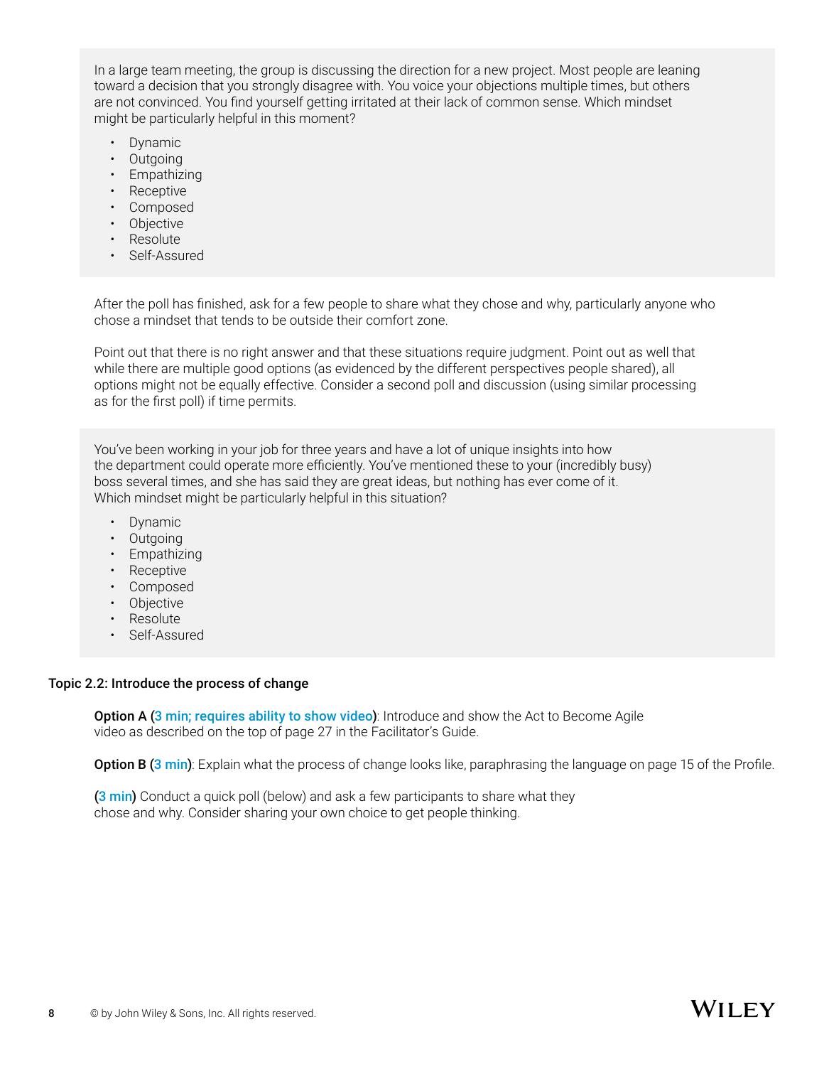In a large team meeting, the group is discussing the direction for a new project. Most people are leaning toward a decision that you strongly disagree with. You voice your objections multiple times, but others are not convinced. You find yourself getting irritated at their lack of common sense. Which mindset might be particularly helpful in this moment?

- Dynamic
- Outgoing
- Empathizing
- Receptive
- Composed
- Objective
- Resolute
- Self-Assured

After the poll has finished, ask for a few people to share what they chose and why, particularly anyone who chose a mindset that tends to be outside their comfort zone.

Point out that there is no right answer and that these situations require judgment. Point out as well that while there are multiple good options (as evidenced by the different perspectives people shared), all options might not be equally effective. Consider a second poll and discussion (using similar processing as for the first poll) if time permits.

You've been working in your job for three years and have a lot of unique insights into how the department could operate more efficiently. You've mentioned these to your (incredibly busy) boss several times, and she has said they are great ideas, but nothing has ever come of it. Which mindset might be particularly helpful in this situation?

- Dynamic
- Outgoing
- Empathizing
- Receptive
- Composed
- Objective
- Resolute
- Self-Assured

**Topic 2.2: Introduce the process of change**

**Option A (3 min; requires ability to show video)**: Introduce and show the Act to Become Agile video as described on the top of page 27 in the Facilitator's Guide.

**Option B (3 min)**: Explain what the process of change looks like, paraphrasing the language on page 15 of the Profile.

**(3 min)** Conduct a quick poll (below) and ask a few participants to share what they chose and why. Consider sharing your own choice to get people thinking.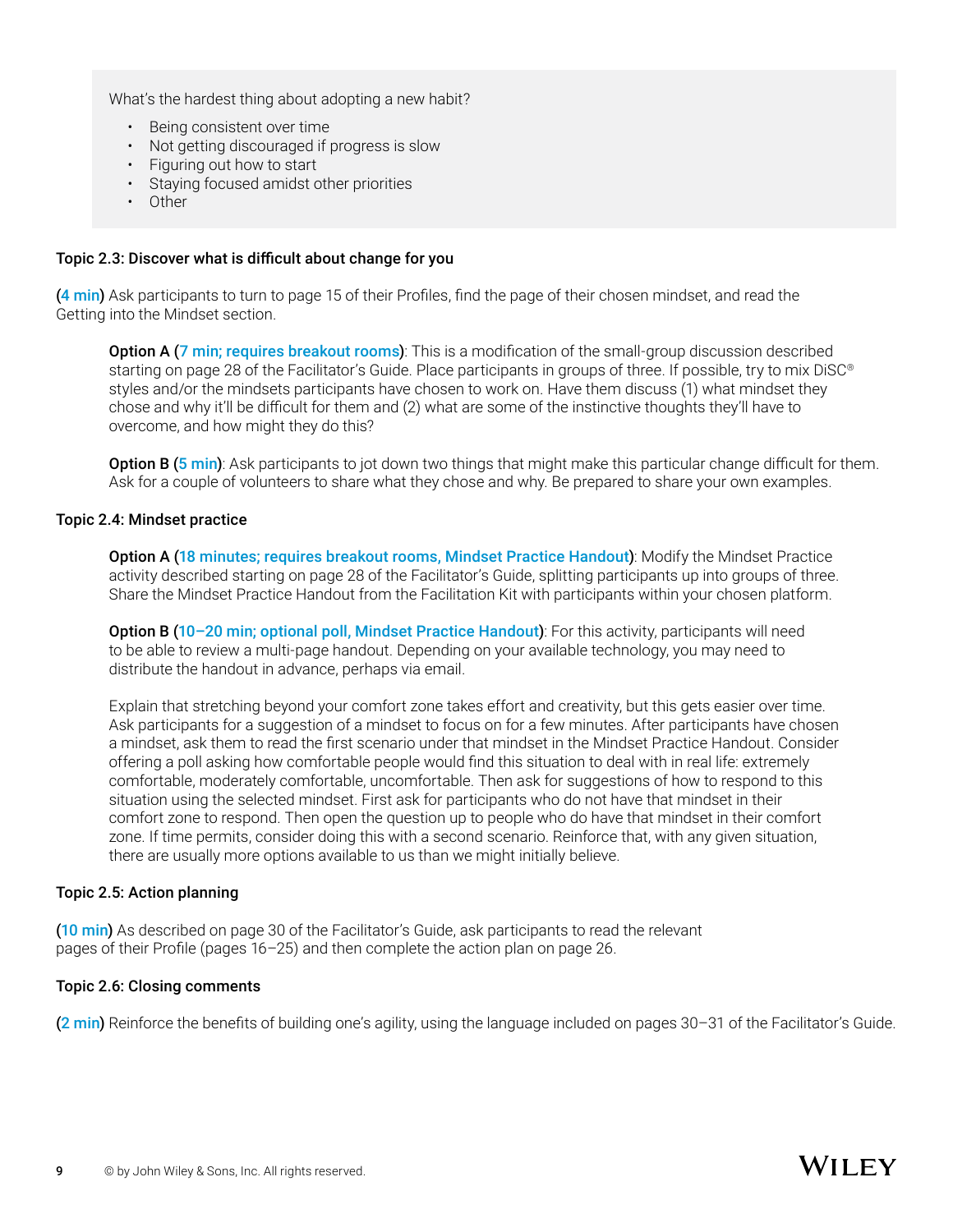What's the hardest thing about adopting a new habit?

- Being consistent over time
- Not getting discouraged if progress is slow
- Figuring out how to start
- Staying focused amidst other priorities
- Other

**Topic 2.3: Discover what is difficult about change for you**

(**4 min**) Ask participants to turn to page 15 of their Profiles, find the page of their chosen mindset, and read the Getting into the Mindset section.

> **Option A (7 min; requires breakout rooms)**: This is a modification of the small-group discussion described starting on page 28 of the Facilitator's Guide. Place participants in groups of three. If possible, try to mix DiSC® styles and/or the mindsets participants have chosen to work on. Have them discuss (1) what mindset they chose and why it'll be difficult for them and (2) what are some of the instinctive thoughts they'll have to overcome, and how might they do this?
>
> **Option B (5 min)**: Ask participants to jot down two things that might make this particular change difficult for them. Ask for a couple of volunteers to share what they chose and why. Be prepared to share your own examples.

**Topic 2.4: Mindset practice**

> **Option A (18 minutes; requires breakout rooms, Mindset Practice Handout)**: Modify the Mindset Practice activity described starting on page 28 of the Facilitator's Guide, splitting participants up into groups of three. Share the Mindset Practice Handout from the Facilitation Kit with participants within your chosen platform.
>
> **Option B (10–20 min; optional poll, Mindset Practice Handout)**: For this activity, participants will need to be able to review a multi-page handout. Depending on your available technology, you may need to distribute the handout in advance, perhaps via email.
>
> Explain that stretching beyond your comfort zone takes effort and creativity, but this gets easier over time. Ask participants for a suggestion of a mindset to focus on for a few minutes. After participants have chosen a mindset, ask them to read the first scenario under that mindset in the Mindset Practice Handout. Consider offering a poll asking how comfortable people would find this situation to deal with in real life: extremely comfortable, moderately comfortable, uncomfortable. Then ask for suggestions of how to respond to this situation using the selected mindset. First ask for participants who do not have that mindset in their comfort zone to respond. Then open the question up to people who do have that mindset in their comfort zone. If time permits, consider doing this with a second scenario. Reinforce that, with any given situation, there are usually more options available to us than we might initially believe.

**Topic 2.5: Action planning**

(**10 min**) As described on page 30 of the Facilitator's Guide, ask participants to read the relevant pages of their Profile (pages 16–25) and then complete the action plan on page 26.

**Topic 2.6: Closing comments**

(**2 min**) Reinforce the benefits of building one's agility, using the language included on pages 30–31 of the Facilitator's Guide.

© by John Wiley & Sons, Inc. All rights reserved.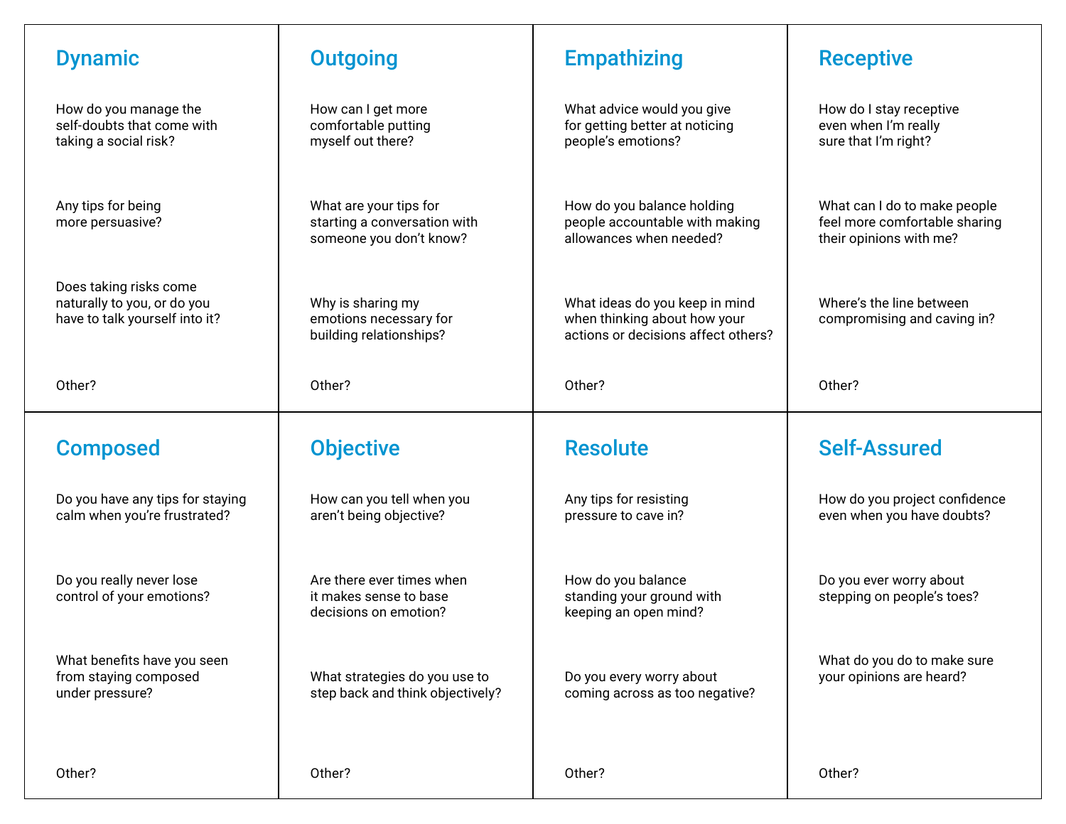## Dynamic

How do you manage the self-doubts that come with taking a social risk?

Any tips for being more persuasive?

Does taking risks come naturally to you, or do you have to talk yourself into it?

Other?

## Outgoing

How can I get more comfortable putting myself out there?

What are your tips for starting a conversation with someone you don't know?

Why is sharing my emotions necessary for building relationships?

Other?

## Empathizing

What advice would you give for getting better at noticing people's emotions?

How do you balance holding people accountable with making allowances when needed?

What ideas do you keep in mind when thinking about how your actions or decisions affect others?

Other?

## Receptive

How do I stay receptive even when I'm really sure that I'm right?

What can I do to make people feel more comfortable sharing their opinions with me?

Where's the line between compromising and caving in?

Other?

## Composed

Do you have any tips for staying calm when you're frustrated?

Do you really never lose control of your emotions?

What benefits have you seen from staying composed under pressure?

Other?

## Objective

How can you tell when you aren't being objective?

Are there ever times when it makes sense to base decisions on emotion?

What strategies do you use to step back and think objectively?

Other?

## Resolute

Any tips for resisting pressure to cave in?

How do you balance standing your ground with keeping an open mind?

Do you every worry about coming across as too negative?

Other?

## Self-Assured

How do you project confidence even when you have doubts?

Do you ever worry about stepping on people's toes?

What do you do to make sure your opinions are heard?

Other?